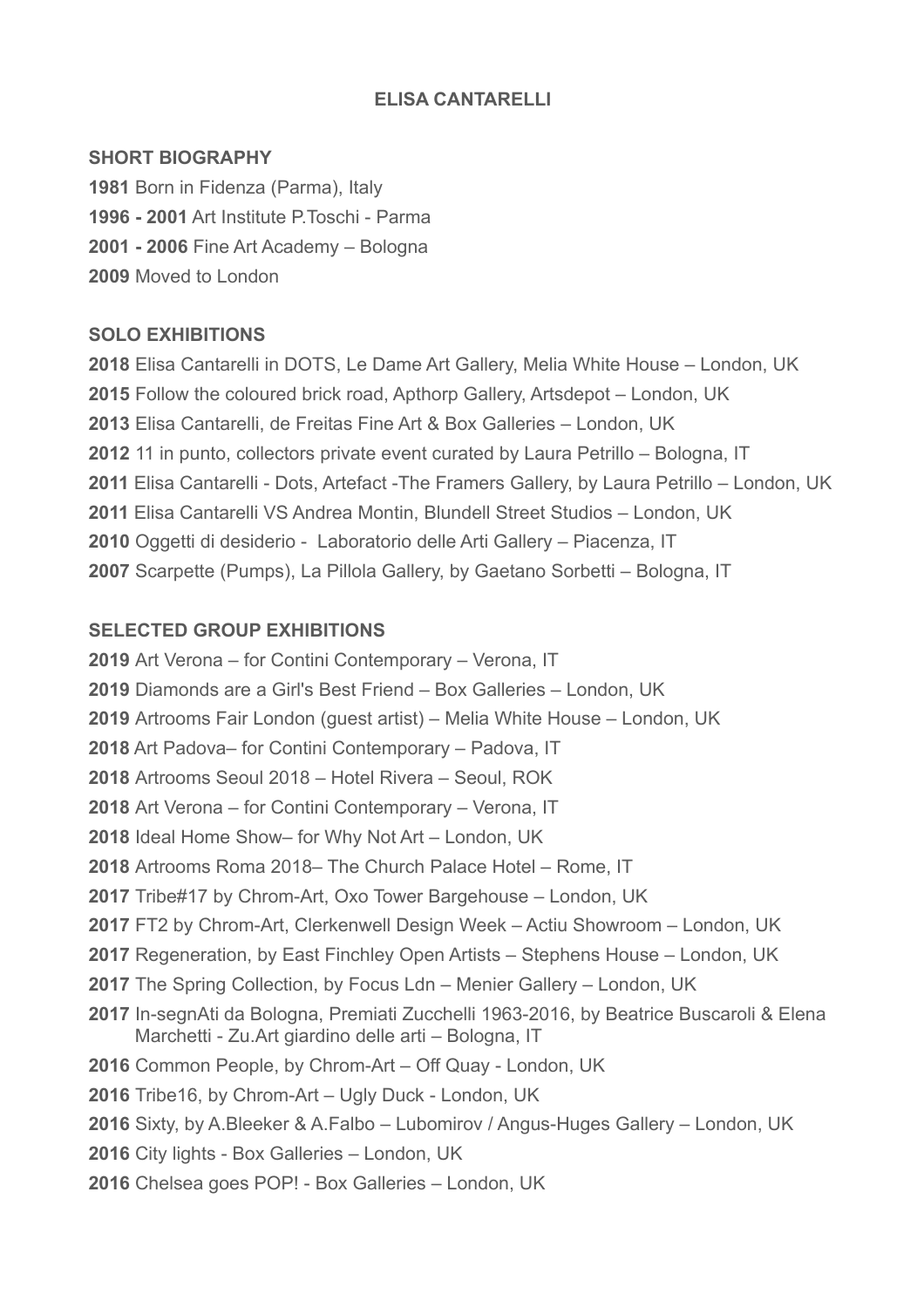# ELISA CANTARELLI

## SHORT BIOGRAPHY

**1981** Born in Fidenza (Parma), Italy

**1996 - 2001** Art Institute P.Toschi - Parma

**2001 - 2006** Fine Art Academy – Bologna

**2009** Moved to London

## SOLO EXHIBITIONS

**2018** Elisa Cantarelli in DOTS, Le Dame Art Gallery, Melia White House – London, UK

**2015** Follow the coloured brick road, Apthorp Gallery, Artsdepot – London, UK

**2013** Elisa Cantarelli, de Freitas Fine Art & Box Galleries – London, UK

**2012** 11 in punto, collectors private event curated by Laura Petrillo – Bologna, IT

**2011** Elisa Cantarelli - Dots, Artefact -The Framers Gallery, by Laura Petrillo – London, UK

**2011** Elisa Cantarelli VS Andrea Montin, Blundell Street Studios – London, UK

**2010** Oggetti di desiderio - Laboratorio delle Arti Gallery – Piacenza, IT

**2007** Scarpette (Pumps), La Pillola Gallery, by Gaetano Sorbetti – Bologna, IT

## SELECTED GROUP EXHIBITIONS

**2019** Art Verona – for Contini Contemporary – Verona, IT

**2019** Diamonds are a Girl's Best Friend – Box Galleries – London, UK

**2019** Artrooms Fair London (guest artist) – Melia White House – London, UK

**2018** Art Padova– for Contini Contemporary – Padova, IT

**2018** Artrooms Seoul 2018 – Hotel Rivera – Seoul, ROK

**2018** Art Verona – for Contini Contemporary – Verona, IT

**2018** Ideal Home Show– for Why Not Art – London, UK

**2018** Artrooms Roma 2018– The Church Palace Hotel – Rome, IT

**2017** Tribe#17 by Chrom-Art, Oxo Tower Bargehouse – London, UK

**2017** FT2 by Chrom-Art, Clerkenwell Design Week – Actiu Showroom – London, UK

**2017** Regeneration, by East Finchley Open Artists – Stephens House – London, UK

**2017** The Spring Collection, by Focus Ldn – Menier Gallery – London, UK

**2017** In-segnAti da Bologna, Premiati Zucchelli 1963-2016, by Beatrice Buscaroli & Elena Marchetti - Zu.Art giardino delle arti – Bologna, IT

**2016** Common People, by Chrom-Art – Off Quay - London, UK

**2016** Tribe16, by Chrom-Art – Ugly Duck - London, UK

**2016** Sixty, by A.Bleeker & A.Falbo – Lubomirov / Angus-Huges Gallery – London, UK

**2016** City lights - Box Galleries – London, UK

**2016** Chelsea goes POP! - Box Galleries – London, UK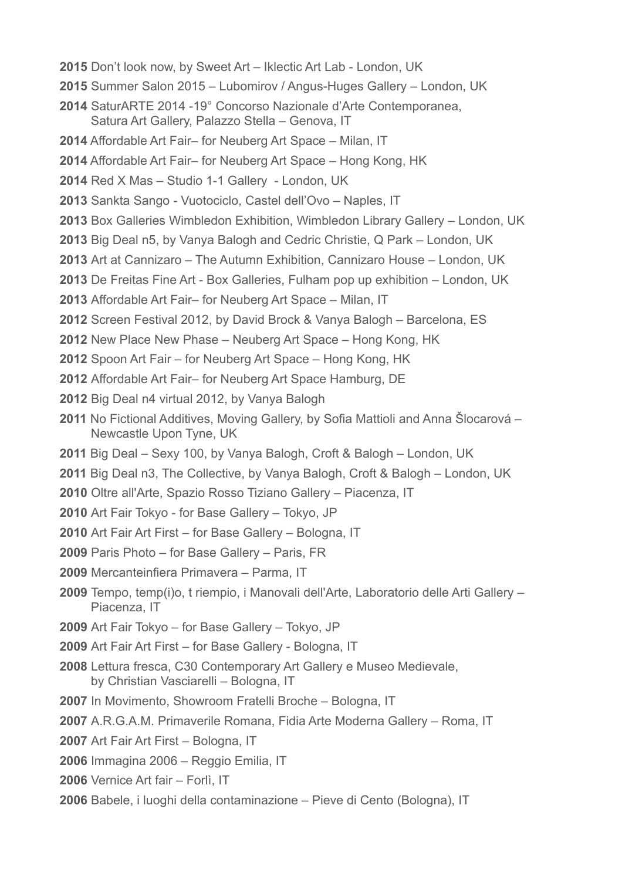**2015** Don't look now, by Sweet Art – Iklectic Art Lab - London, UK

**2015** Summer Salon 2015 – Lubomirov / Angus-Huges Gallery – London, UK

**2014** SaturARTE 2014 -19° Concorso Nazionale d'Arte Contemporanea, Satura Art Gallery, Palazzo Stella – Genova, IT

**2014** Affordable Art Fair– for Neuberg Art Space – Milan, IT

**2014** Affordable Art Fair– for Neuberg Art Space – Hong Kong, HK

**2014** Red X Mas – Studio 1-1 Gallery - London, UK

**2013** Sankta Sango - Vuotociclo, Castel dell'Ovo – Naples, IT

**2013** Box Galleries Wimbledon Exhibition, Wimbledon Library Gallery – London, UK

**2013** Big Deal n5, by Vanya Balogh and Cedric Christie, Q Park – London, UK

**2013** Art at Cannizaro – The Autumn Exhibition, Cannizaro House – London, UK

**2013** De Freitas Fine Art - Box Galleries, Fulham pop up exhibition – London, UK

**2013** Affordable Art Fair– for Neuberg Art Space – Milan, IT

**2012** Screen Festival 2012, by David Brock & Vanya Balogh – Barcelona, ES

**2012** New Place New Phase – Neuberg Art Space – Hong Kong, HK

**2012** Spoon Art Fair – for Neuberg Art Space – Hong Kong, HK

**2012** Affordable Art Fair– for Neuberg Art Space Hamburg, DE

**2012** Big Deal n4 virtual 2012, by Vanya Balogh

**2011** No Fictional Additives, Moving Gallery, by Sofia Mattioli and Anna Šlocarová – Newcastle Upon Tyne, UK

**2011** Big Deal – Sexy 100, by Vanya Balogh, Croft & Balogh – London, UK

**2011** Big Deal n3, The Collective, by Vanya Balogh, Croft & Balogh – London, UK

**2010** Oltre all'Arte, Spazio Rosso Tiziano Gallery – Piacenza, IT

**2010** Art Fair Tokyo - for Base Gallery – Tokyo, JP

**2010** Art Fair Art First – for Base Gallery – Bologna, IT

**2009** Paris Photo – for Base Gallery – Paris, FR

**2009** Mercanteinfiera Primavera – Parma, IT

**2009** Tempo, temp(i)o, t riempio, i Manovali dell'Arte, Laboratorio delle Arti Gallery – Piacenza, IT

**2009** Art Fair Tokyo – for Base Gallery – Tokyo, JP

**2009** Art Fair Art First – for Base Gallery - Bologna, IT

**2008** Lettura fresca, C30 Contemporary Art Gallery e Museo Medievale, by Christian Vasciarelli – Bologna, IT

**2007** In Movimento, Showroom Fratelli Broche – Bologna, IT

**2007** A.R.G.A.M. Primaverile Romana, Fidia Arte Moderna Gallery – Roma, IT

**2007** Art Fair Art First – Bologna, IT

**2006** Immagina 2006 – Reggio Emilia, IT

**2006** Vernice Art fair – Forlì, IT

**2006** Babele, i luoghi della contaminazione – Pieve di Cento (Bologna), IT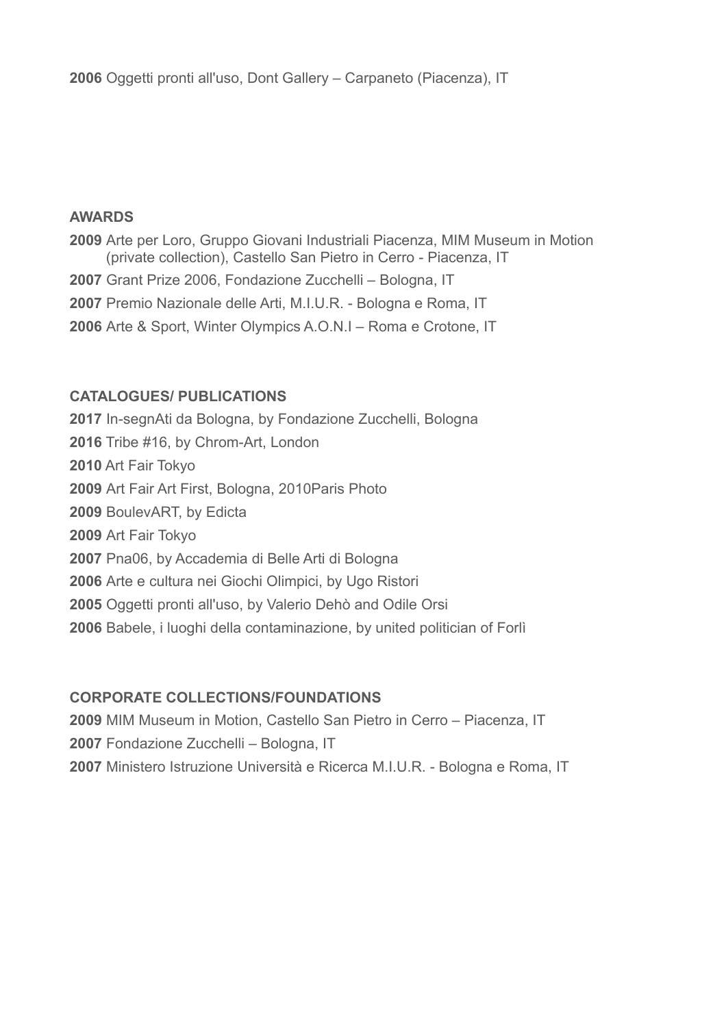**2006** Oggetti pronti all'uso, Dont Gallery – Carpaneto (Piacenza), IT

## AWARDS

**2009** Arte per Loro, Gruppo Giovani Industriali Piacenza, MIM Museum in Motion (private collection), Castello San Pietro in Cerro - Piacenza, IT

**2007** Grant Prize 2006, Fondazione Zucchelli – Bologna, IT

**2007** Premio Nazionale delle Arti, M.I.U.R. - Bologna e Roma, IT

**2006** Arte & Sport, Winter Olympics A.O.N.I – Roma e Crotone, IT

## CATALOGUES/ PUBLICATIONS

**2017** In-segnAti da Bologna, by Fondazione Zucchelli, Bologna

**2016** Tribe #16, by Chrom-Art, London

**2010** Art Fair Tokyo

**2009** Art Fair Art First, Bologna, 2010Paris Photo

**2009** BoulevART, by Edicta

**2009** Art Fair Tokyo

**2007** Pna06, by Accademia di Belle Arti di Bologna

**2006** Arte e cultura nei Giochi Olimpici, by Ugo Ristori

**2005** Oggetti pronti all'uso, by Valerio Dehò and Odile Orsi

**2006** Babele, i luoghi della contaminazione, by united politician of Forlì

## CORPORATE COLLECTIONS/FOUNDATIONS

**2009** MIM Museum in Motion, Castello San Pietro in Cerro – Piacenza, IT

**2007** Fondazione Zucchelli – Bologna, IT

**2007** Ministero Istruzione Università e Ricerca M.I.U.R. - Bologna e Roma, IT